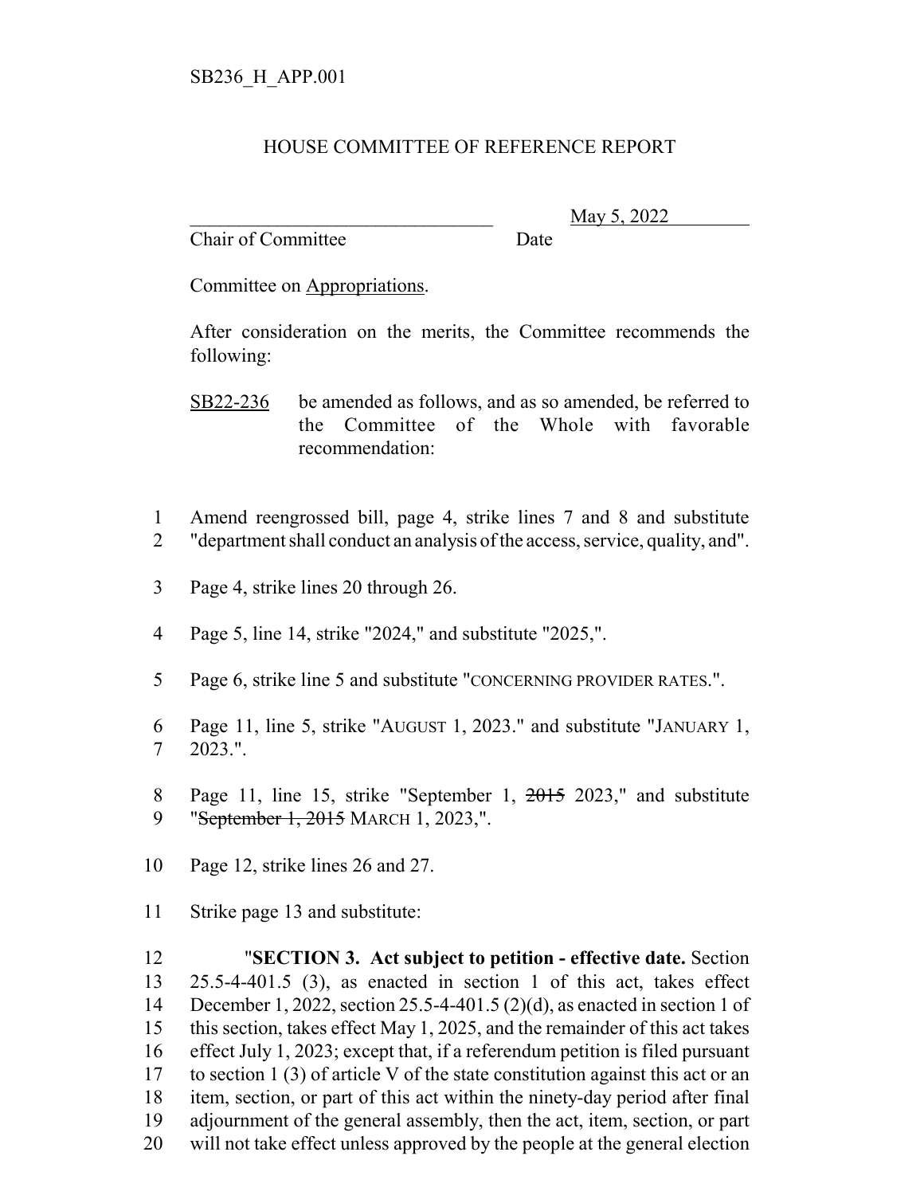SB236_H_APP.001

# HOUSE COMMITTEE OF REFERENCE REPORT

________________________________ May 5, 2022
Chair of Committee Date

Committee on Appropriations.

After consideration on the merits, the Committee recommends the following:

SB22-236 be amended as follows, and as so amended, be referred to the Committee of the Whole with favorable recommendation:

1 Amend reengrossed bill, page 4, strike lines 7 and 8 and substitute
2 "department shall conduct an analysis of the access, service, quality, and".

3 Page 4, strike lines 20 through 26.

4 Page 5, line 14, strike "2024," and substitute "2025,".

5 Page 6, strike line 5 and substitute "CONCERNING PROVIDER RATES.".

6 Page 11, line 5, strike "AUGUST 1, 2023." and substitute "JANUARY 1,
7 2023.".

8 Page 11, line 15, strike "September 1, ~~2015~~ 2023," and substitute
9 "~~September 1, 2015~~ MARCH 1, 2023,".

10 Page 12, strike lines 26 and 27.

11 Strike page 13 and substitute:

12 "**SECTION 3. Act subject to petition - effective date.** Section
13 25.5-4-401.5 (3), as enacted in section 1 of this act, takes effect
14 December 1, 2022, section 25.5-4-401.5 (2)(d), as enacted in section 1 of
15 this section, takes effect May 1, 2025, and the remainder of this act takes
16 effect July 1, 2023; except that, if a referendum petition is filed pursuant
17 to section 1 (3) of article V of the state constitution against this act or an
18 item, section, or part of this act within the ninety-day period after final
19 adjournment of the general assembly, then the act, item, section, or part
20 will not take effect unless approved by the people at the general election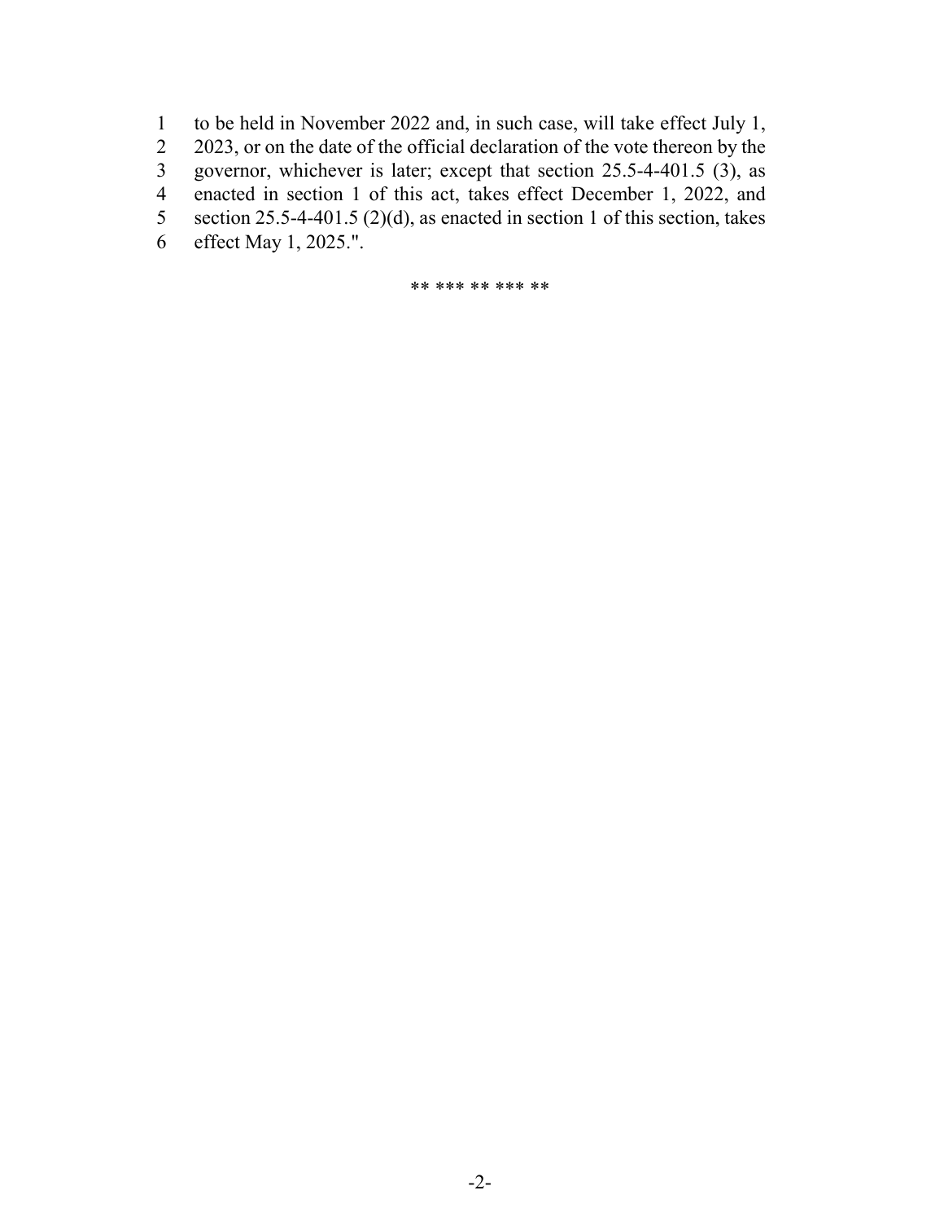to be held in November 2022 and, in such case, will take effect July 1, 2023, or on the date of the official declaration of the vote thereon by the governor, whichever is later; except that section 25.5-4-401.5 (3), as enacted in section 1 of this act, takes effect December 1, 2022, and section 25.5-4-401.5 (2)(d), as enacted in section 1 of this section, takes effect May 1, 2025.".

** *** ** *** **